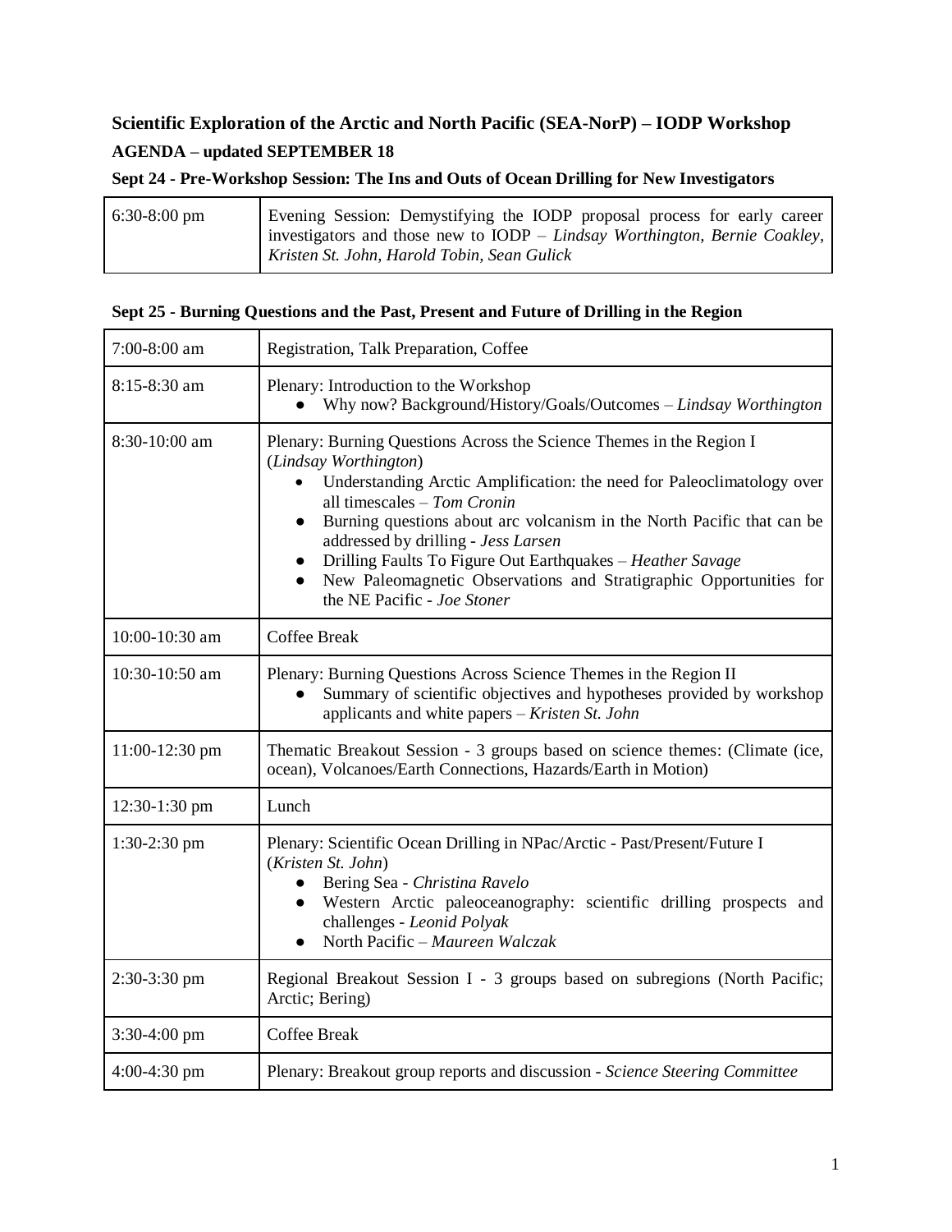# Scientific Exploration of the Arctic and North Pacific (SEA-NorP) – IODP Workshop

## AGENDA – updated SEPTEMBER 18

### Sept 24 - Pre-Workshop Session: The Ins and Outs of Ocean Drilling for New Investigators

| | |
|---|---|
| 6:30-8:00 pm | Evening Session: Demystifying the IODP proposal process for early career investigators and those new to IODP – *Lindsay Worthington, Bernie Coakley, Kristen St. John, Harold Tobin, Sean Gulick* |

### Sept 25 - Burning Questions and the Past, Present and Future of Drilling in the Region

| | |
|---|---|
| 7:00-8:00 am | Registration, Talk Preparation, Coffee |
| 8:15-8:30 am | Plenary: Introduction to the Workshop<br>• Why now? Background/History/Goals/Outcomes – *Lindsay Worthington* |
| 8:30-10:00 am | Plenary: Burning Questions Across the Science Themes in the Region I (*Lindsay Worthington*)<br>• Understanding Arctic Amplification: the need for Paleoclimatology over all timescales – *Tom Cronin*<br>• Burning questions about arc volcanism in the North Pacific that can be addressed by drilling - *Jess Larsen*<br>• Drilling Faults To Figure Out Earthquakes – *Heather Savage*<br>• New Paleomagnetic Observations and Stratigraphic Opportunities for the NE Pacific - *Joe Stoner* |
| 10:00-10:30 am | Coffee Break |
| 10:30-10:50 am | Plenary: Burning Questions Across Science Themes in the Region II<br>• Summary of scientific objectives and hypotheses provided by workshop applicants and white papers – *Kristen St. John* |
| 11:00-12:30 pm | Thematic Breakout Session - 3 groups based on science themes: (Climate (ice, ocean), Volcanoes/Earth Connections, Hazards/Earth in Motion) |
| 12:30-1:30 pm | Lunch |
| 1:30-2:30 pm | Plenary: Scientific Ocean Drilling in NPac/Arctic - Past/Present/Future I (*Kristen St. John*)<br>• Bering Sea - *Christina Ravelo*<br>• Western Arctic paleoceanography: scientific drilling prospects and challenges - *Leonid Polyak*<br>• North Pacific – *Maureen Walczak* |
| 2:30-3:30 pm | Regional Breakout Session I - 3 groups based on subregions (North Pacific; Arctic; Bering) |
| 3:30-4:00 pm | Coffee Break |
| 4:00-4:30 pm | Plenary: Breakout group reports and discussion - *Science Steering Committee* |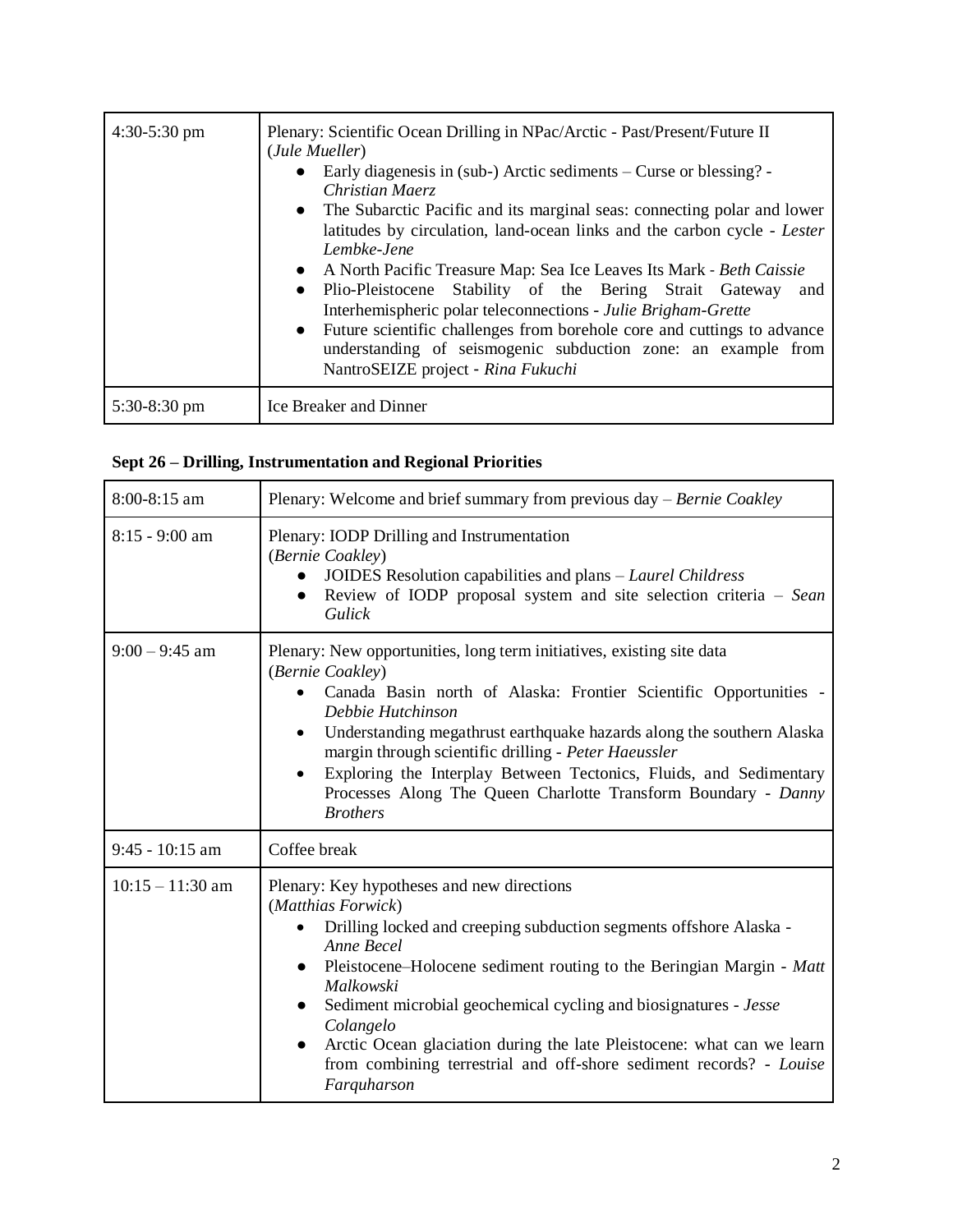| | |
|---|---|
| 4:30-5:30 pm | Plenary: Scientific Ocean Drilling in NPac/Arctic - Past/Present/Future II (*Jule Mueller*)<br>• Early diagenesis in (sub-) Arctic sediments – Curse or blessing? - *Christian Maerz*<br>• The Subarctic Pacific and its marginal seas: connecting polar and lower latitudes by circulation, land-ocean links and the carbon cycle - *Lester Lembke-Jene*<br>• A North Pacific Treasure Map: Sea Ice Leaves Its Mark - *Beth Caissie*<br>• Plio-Pleistocene Stability of the Bering Strait Gateway and Interhemispheric polar teleconnections - *Julie Brigham-Grette*<br>• Future scientific challenges from borehole core and cuttings to advance understanding of seismogenic subduction zone: an example from NantroSEIZE project - *Rina Fukuchi* |
| 5:30-8:30 pm | Ice Breaker and Dinner |

**Sept 26 – Drilling, Instrumentation and Regional Priorities**

| | |
|---|---|
| 8:00-8:15 am | Plenary: Welcome and brief summary from previous day – *Bernie Coakley* |
| 8:15 - 9:00 am | Plenary: IODP Drilling and Instrumentation (*Bernie Coakley*)<br>• JOIDES Resolution capabilities and plans – *Laurel Childress*<br>• Review of IODP proposal system and site selection criteria – *Sean Gulick* |
| 9:00 – 9:45 am | Plenary: New opportunities, long term initiatives, existing site data (*Bernie Coakley*)<br>• Canada Basin north of Alaska: Frontier Scientific Opportunities - *Debbie Hutchinson*<br>• Understanding megathrust earthquake hazards along the southern Alaska margin through scientific drilling - *Peter Haeussler*<br>• Exploring the Interplay Between Tectonics, Fluids, and Sedimentary Processes Along The Queen Charlotte Transform Boundary - *Danny Brothers* |
| 9:45 - 10:15 am | Coffee break |
| 10:15 – 11:30 am | Plenary: Key hypotheses and new directions (*Matthias Forwick*)<br>• Drilling locked and creeping subduction segments offshore Alaska - *Anne Becel*<br>• Pleistocene–Holocene sediment routing to the Beringian Margin - *Matt Malkowski*<br>• Sediment microbial geochemical cycling and biosignatures - *Jesse Colangelo*<br>• Arctic Ocean glaciation during the late Pleistocene: what can we learn from combining terrestrial and off-shore sediment records? - *Louise Farquharson* |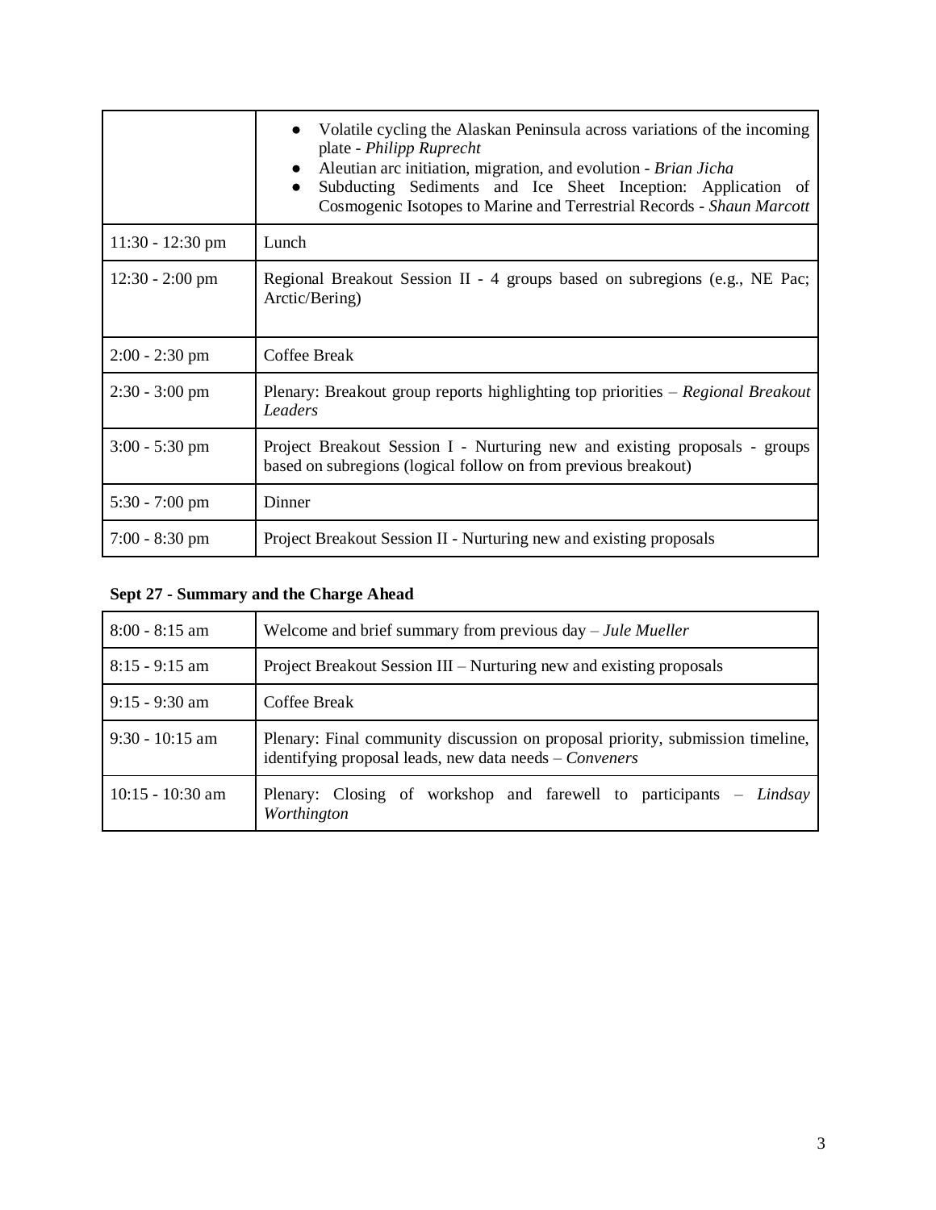| | |
|---|---|
| | • Volatile cycling the Alaskan Peninsula across variations of the incoming plate - *Philipp Ruprecht*<br>• Aleutian arc initiation, migration, and evolution - *Brian Jicha*<br>• Subducting Sediments and Ice Sheet Inception: Application of Cosmogenic Isotopes to Marine and Terrestrial Records - *Shaun Marcott* |
| 11:30 - 12:30 pm | Lunch |
| 12:30 - 2:00 pm | Regional Breakout Session II - 4 groups based on subregions (e.g., NE Pac; Arctic/Bering) |
| 2:00 - 2:30 pm | Coffee Break |
| 2:30 - 3:00 pm | Plenary: Breakout group reports highlighting top priorities – *Regional Breakout Leaders* |
| 3:00 - 5:30 pm | Project Breakout Session I - Nurturing new and existing proposals - groups based on subregions (logical follow on from previous breakout) |
| 5:30 - 7:00 pm | Dinner |
| 7:00 - 8:30 pm | Project Breakout Session II - Nurturing new and existing proposals |

**Sept 27 - Summary and the Charge Ahead**

| | |
|---|---|
| 8:00 - 8:15 am | Welcome and brief summary from previous day – *Jule Mueller* |
| 8:15 - 9:15 am | Project Breakout Session III – Nurturing new and existing proposals |
| 9:15 - 9:30 am | Coffee Break |
| 9:30 - 10:15 am | Plenary: Final community discussion on proposal priority, submission timeline, identifying proposal leads, new data needs – *Conveners* |
| 10:15 - 10:30 am | Plenary: Closing of workshop and farewell to participants – *Lindsay Worthington* |